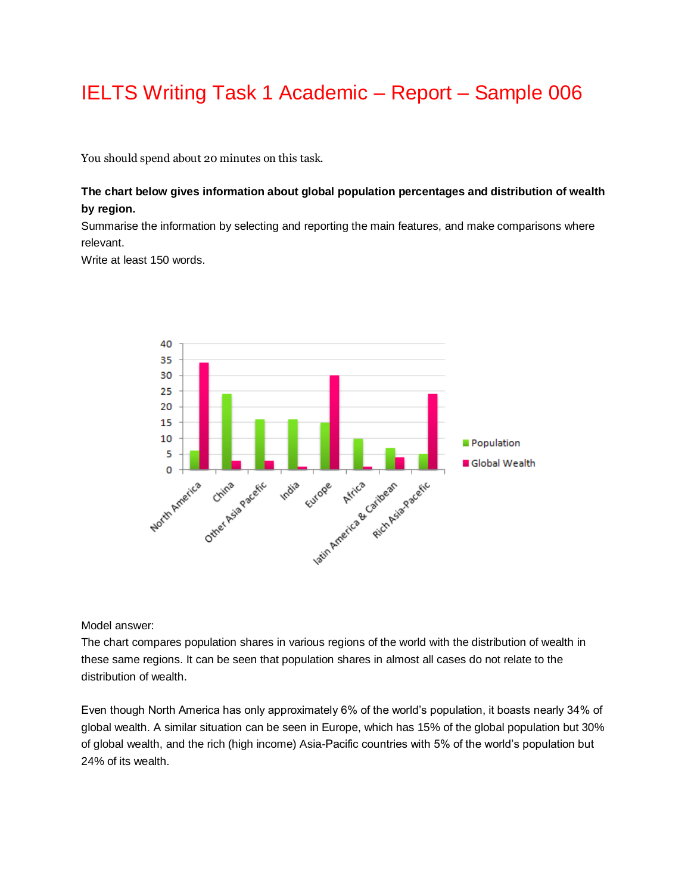# IELTS Writing Task 1 Academic – Report – Sample 006

You should spend about 20 minutes on this task.

**The chart below gives information about global population percentages and distribution of wealth by region.**

Summarise the information by selecting and reporting the main features, and make comparisons where relevant.

Write at least 150 words.

Model answer:

The chart compares population shares in various regions of the world with the distribution of wealth in these same regions. It can be seen that population shares in almost all cases do not relate to the distribution of wealth.

Even though North America has only approximately 6% of the world's population, it boasts nearly 34% of global wealth. A similar situation can be seen in Europe, which has 15% of the global population but 30% of global wealth, and the rich (high income) Asia-Pacific countries with 5% of the world's population but 24% of its wealth.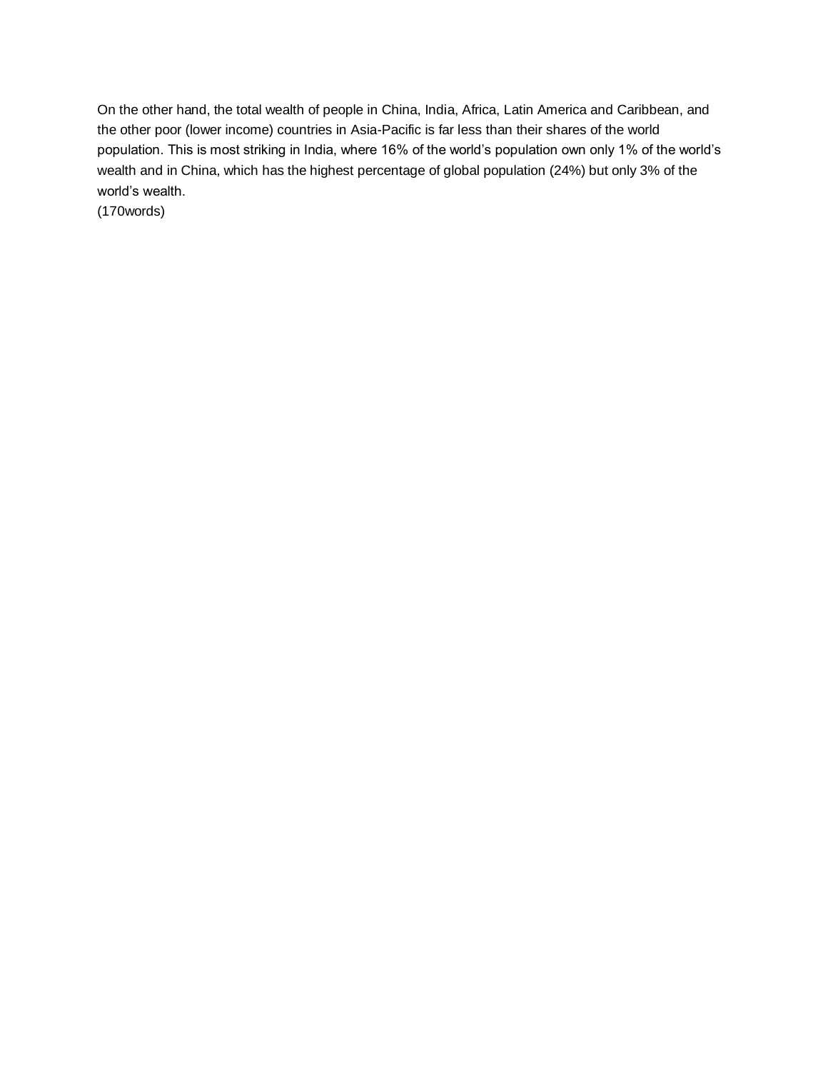On the other hand, the total wealth of people in China, India, Africa, Latin America and Caribbean, and the other poor (lower income) countries in Asia-Pacific is far less than their shares of the world population. This is most striking in India, where 16% of the world's population own only 1% of the world's wealth and in China, which has the highest percentage of global population (24%) but only 3% of the world's wealth.

(170words)